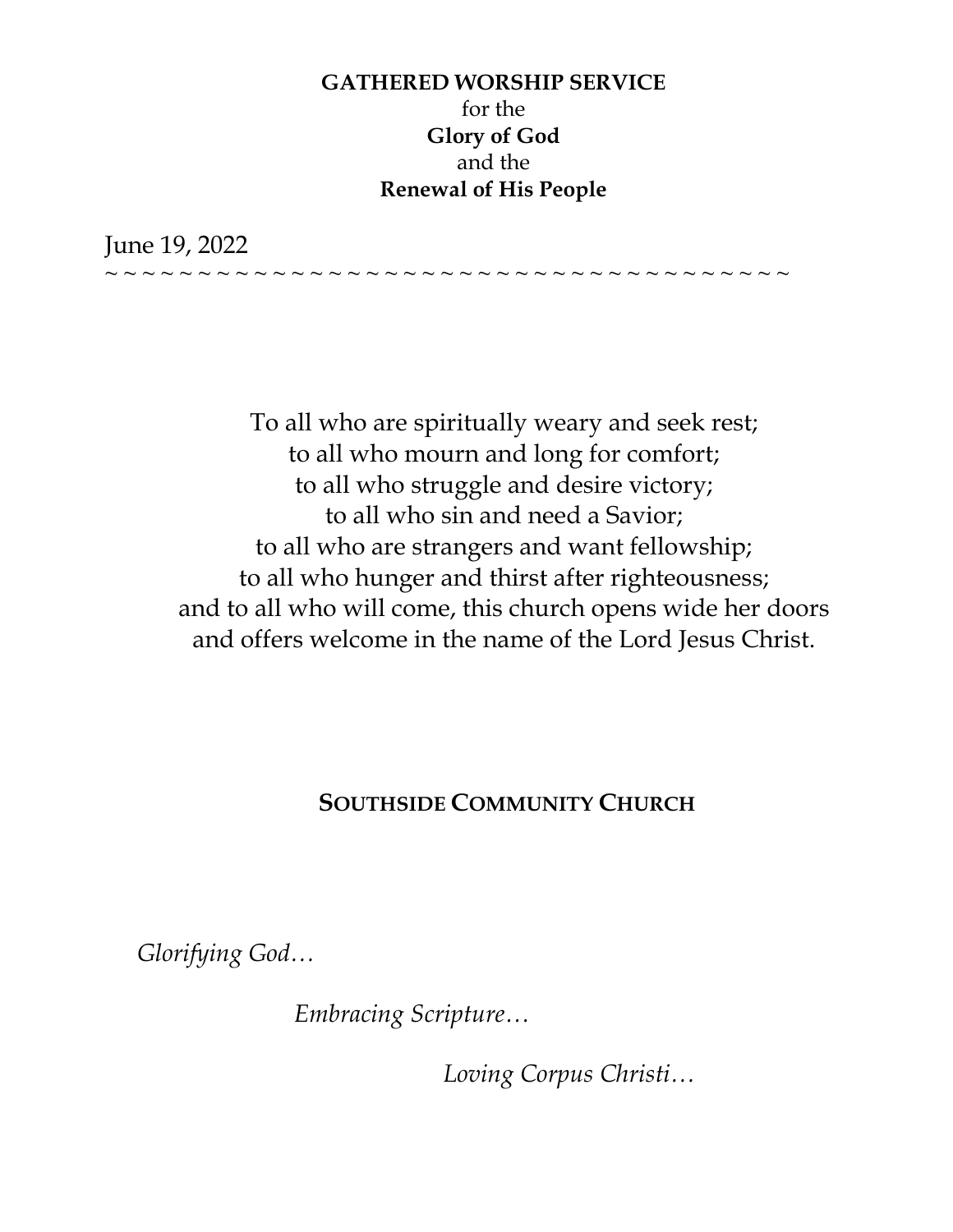**GATHERED WORSHIP SERVICE**
for the
**Glory of God**
and the
**Renewal of His People**

June 19, 2022
~ ~ ~ ~ ~ ~ ~ ~ ~ ~ ~ ~ ~ ~ ~ ~ ~ ~ ~ ~ ~ ~ ~ ~ ~ ~ ~ ~ ~ ~ ~ ~ ~ ~ ~ ~ ~ ~ ~ ~ ~ ~

To all who are spiritually weary and seek rest;
to all who mourn and long for comfort;
to all who struggle and desire victory;
to all who sin and need a Savior;
to all who are strangers and want fellowship;
to all who hunger and thirst after righteousness;
and to all who will come, this church opens wide her doors
and offers welcome in the name of the Lord Jesus Christ.

**SOUTHSIDE COMMUNITY CHURCH**

*Glorifying God…*

*Embracing Scripture…*

*Loving Corpus Christi…*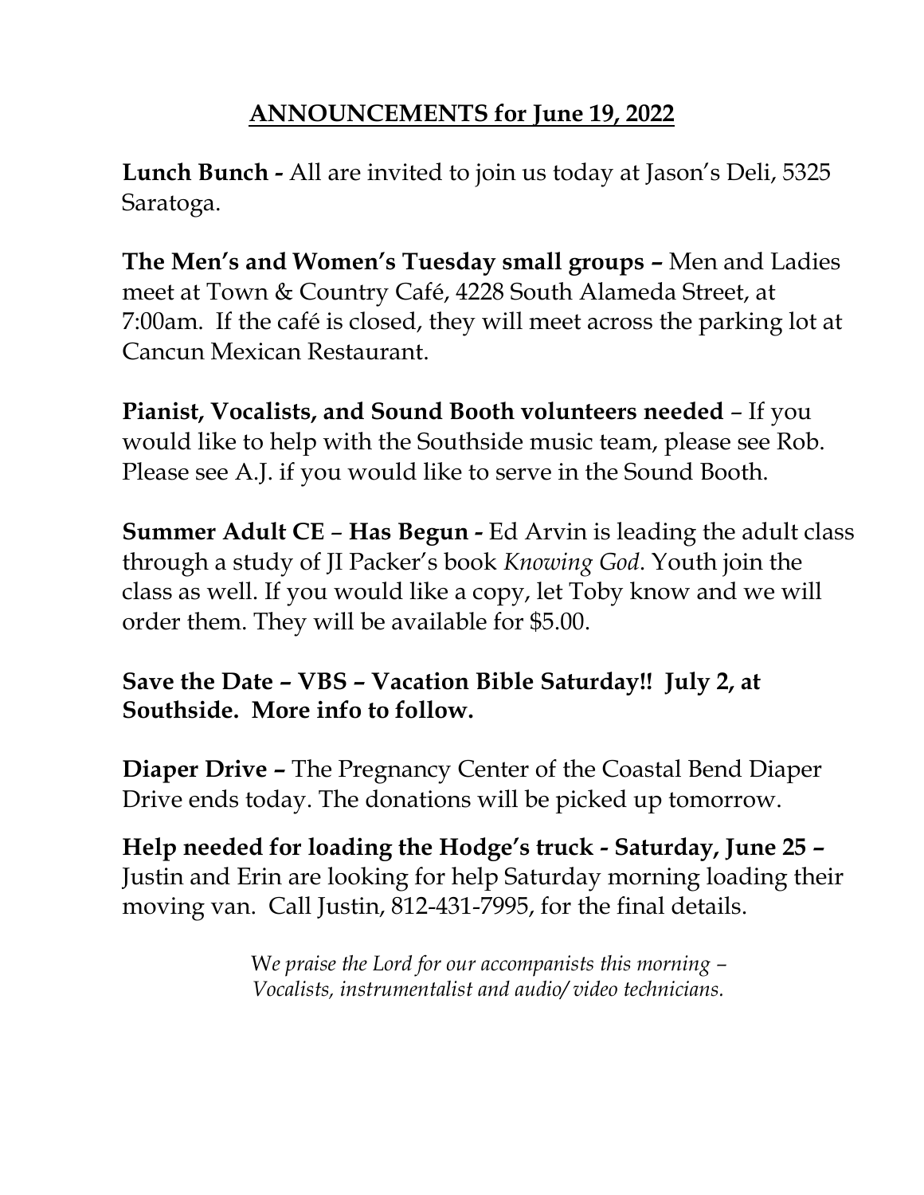# ANNOUNCEMENTS for June 19, 2022

**Lunch Bunch -** All are invited to join us today at Jason's Deli, 5325 Saratoga.

**The Men's and Women's Tuesday small groups –** Men and Ladies meet at Town & Country Café, 4228 South Alameda Street, at 7:00am. If the café is closed, they will meet across the parking lot at Cancun Mexican Restaurant.

**Pianist, Vocalists, and Sound Booth volunteers needed** – If you would like to help with the Southside music team, please see Rob. Please see A.J. if you would like to serve in the Sound Booth.

**Summer Adult CE** – **Has Begun -** Ed Arvin is leading the adult class through a study of JI Packer's book *Knowing God*. Youth join the class as well. If you would like a copy, let Toby know and we will order them. They will be available for $5.00.

**Save the Date – VBS – Vacation Bible Saturday!! July 2, at Southside. More info to follow.**

**Diaper Drive –** The Pregnancy Center of the Coastal Bend Diaper Drive ends today. The donations will be picked up tomorrow.

**Help needed for loading the Hodge's truck - Saturday, June 25 –** Justin and Erin are looking for help Saturday morning loading their moving van. Call Justin, 812-431-7995, for the final details.

*We praise the Lord for our accompanists this morning – Vocalists, instrumentalist and audio/ video technicians.*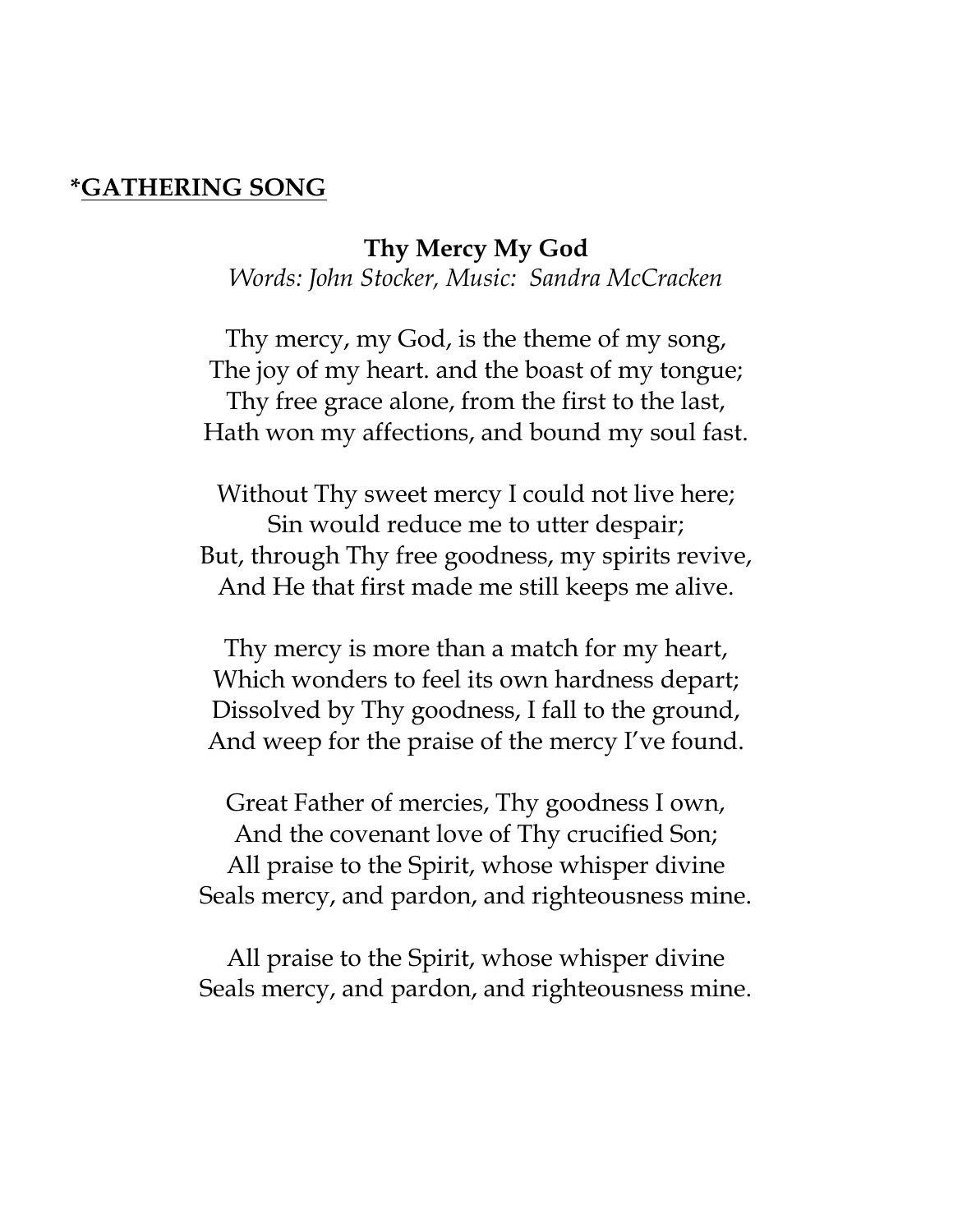**\*GATHERING SONG**

**Thy Mercy My God**

*Words: John Stocker, Music: Sandra McCracken*

Thy mercy, my God, is the theme of my song,
The joy of my heart. and the boast of my tongue;
Thy free grace alone, from the first to the last,
Hath won my affections, and bound my soul fast.

Without Thy sweet mercy I could not live here;
Sin would reduce me to utter despair;
But, through Thy free goodness, my spirits revive,
And He that first made me still keeps me alive.

Thy mercy is more than a match for my heart,
Which wonders to feel its own hardness depart;
Dissolved by Thy goodness, I fall to the ground,
And weep for the praise of the mercy I've found.

Great Father of mercies, Thy goodness I own,
And the covenant love of Thy crucified Son;
All praise to the Spirit, whose whisper divine
Seals mercy, and pardon, and righteousness mine.

All praise to the Spirit, whose whisper divine
Seals mercy, and pardon, and righteousness mine.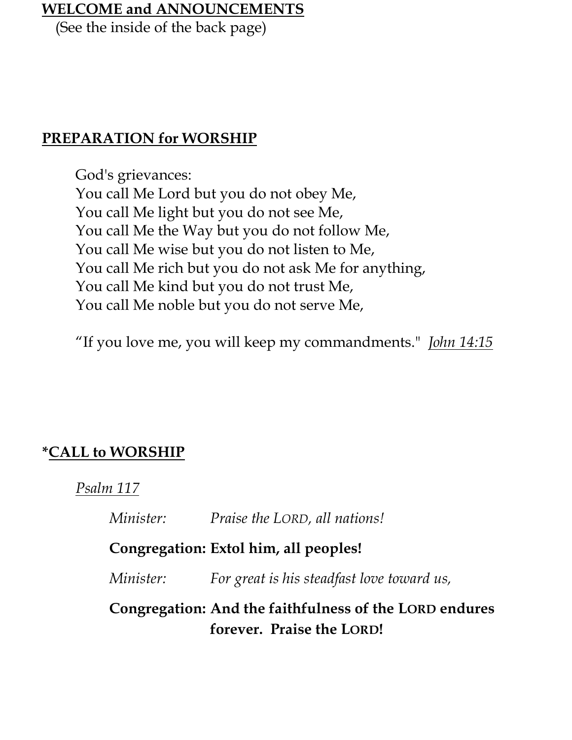## WELCOME and ANNOUNCEMENTS

(See the inside of the back page)

## PREPARATION for WORSHIP

God's grievances:
You call Me Lord but you do not obey Me,
You call Me light but you do not see Me,
You call Me the Way but you do not follow Me,
You call Me wise but you do not listen to Me,
You call Me rich but you do not ask Me for anything,
You call Me kind but you do not trust Me,
You call Me noble but you do not serve Me,

"If you love me, you will keep my commandments." *John 14:15*

## *CALL to WORSHIP

*Psalm 117*

*Minister:* *Praise the LORD, all nations!*

**Congregation: Extol him, all peoples!**

*Minister:* *For great is his steadfast love toward us,*

**Congregation: And the faithfulness of the LORD endures forever. Praise the LORD!**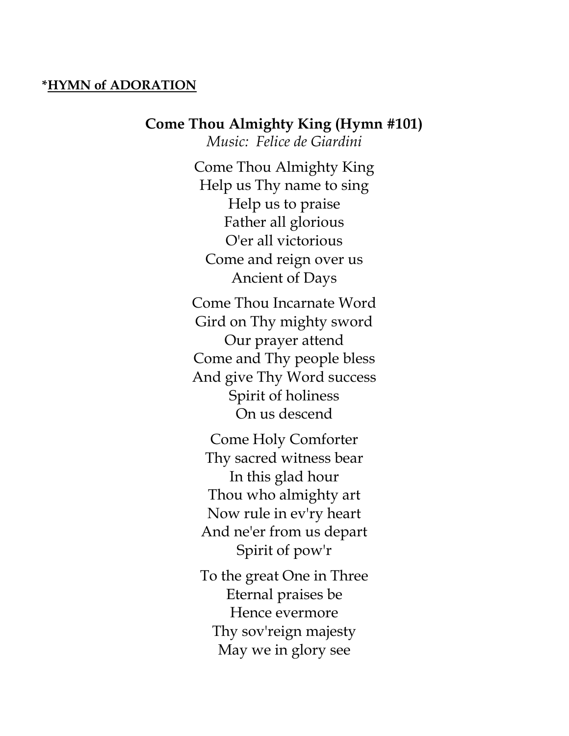**\*<u>HYMN of ADORATION</u>**

**Come Thou Almighty King (Hymn #101)**
*Music: Felice de Giardini*

Come Thou Almighty King
Help us Thy name to sing
Help us to praise
Father all glorious
O'er all victorious
Come and reign over us
Ancient of Days

Come Thou Incarnate Word
Gird on Thy mighty sword
Our prayer attend
Come and Thy people bless
And give Thy Word success
Spirit of holiness
On us descend

Come Holy Comforter
Thy sacred witness bear
In this glad hour
Thou who almighty art
Now rule in ev'ry heart
And ne'er from us depart
Spirit of pow'r

To the great One in Three
Eternal praises be
Hence evermore
Thy sov'reign majesty
May we in glory see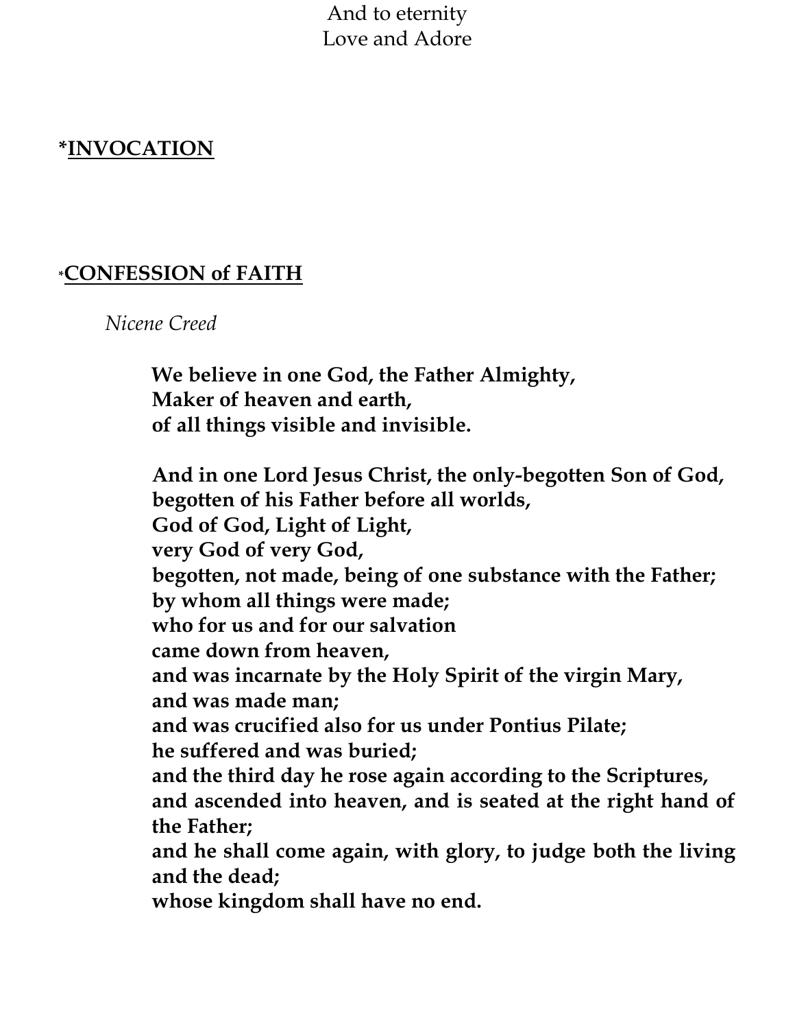And to eternity
Love and Adore

**\*<u>INVOCATION</u>**

**\*<u>CONFESSION of FAITH</u>**

*Nicene Creed*

**We believe in one God, the Father Almighty,**
**Maker of heaven and earth,**
**of all things visible and invisible.**

**And in one Lord Jesus Christ, the only-begotten Son of God,**
**begotten of his Father before all worlds,**
**God of God, Light of Light,**
**very God of very God,**
**begotten, not made, being of one substance with the Father;**
**by whom all things were made;**
**who for us and for our salvation**
**came down from heaven,**
**and was incarnate by the Holy Spirit of the virgin Mary,**
**and was made man;**
**and was crucified also for us under Pontius Pilate;**
**he suffered and was buried;**
**and the third day he rose again according to the Scriptures,**
**and ascended into heaven, and is seated at the right hand of the Father;**
**and he shall come again, with glory, to judge both the living and the dead;**
**whose kingdom shall have no end.**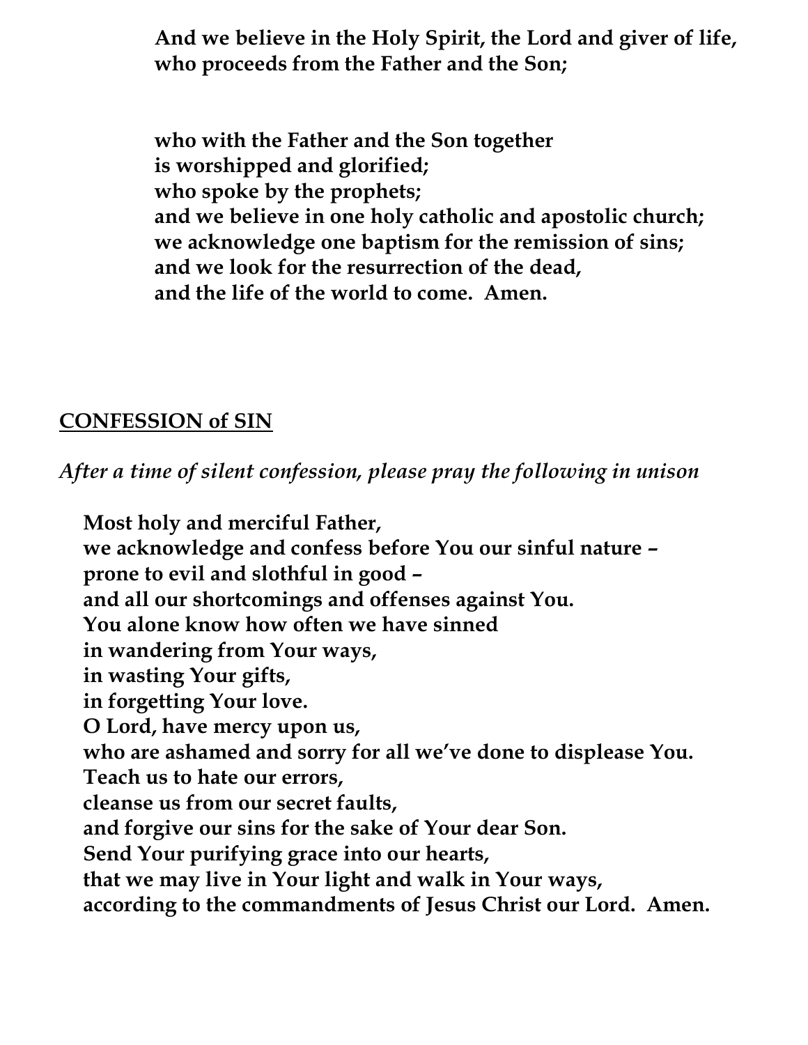**And we believe in the Holy Spirit, the Lord and giver of life,**
**who proceeds from the Father and the Son;**

**who with the Father and the Son together**
**is worshipped and glorified;**
**who spoke by the prophets;**
**and we believe in one holy catholic and apostolic church;**
**we acknowledge one baptism for the remission of sins;**
**and we look for the resurrection of the dead,**
**and the life of the world to come. Amen.**

## CONFESSION of SIN

*After a time of silent confession, please pray the following in unison*

**Most holy and merciful Father,**
**we acknowledge and confess before You our sinful nature –**
**prone to evil and slothful in good –**
**and all our shortcomings and offenses against You.**
**You alone know how often we have sinned**
**in wandering from Your ways,**
**in wasting Your gifts,**
**in forgetting Your love.**
**O Lord, have mercy upon us,**
**who are ashamed and sorry for all we've done to displease You.**
**Teach us to hate our errors,**
**cleanse us from our secret faults,**
**and forgive our sins for the sake of Your dear Son.**
**Send Your purifying grace into our hearts,**
**that we may live in Your light and walk in Your ways,**
**according to the commandments of Jesus Christ our Lord. Amen.**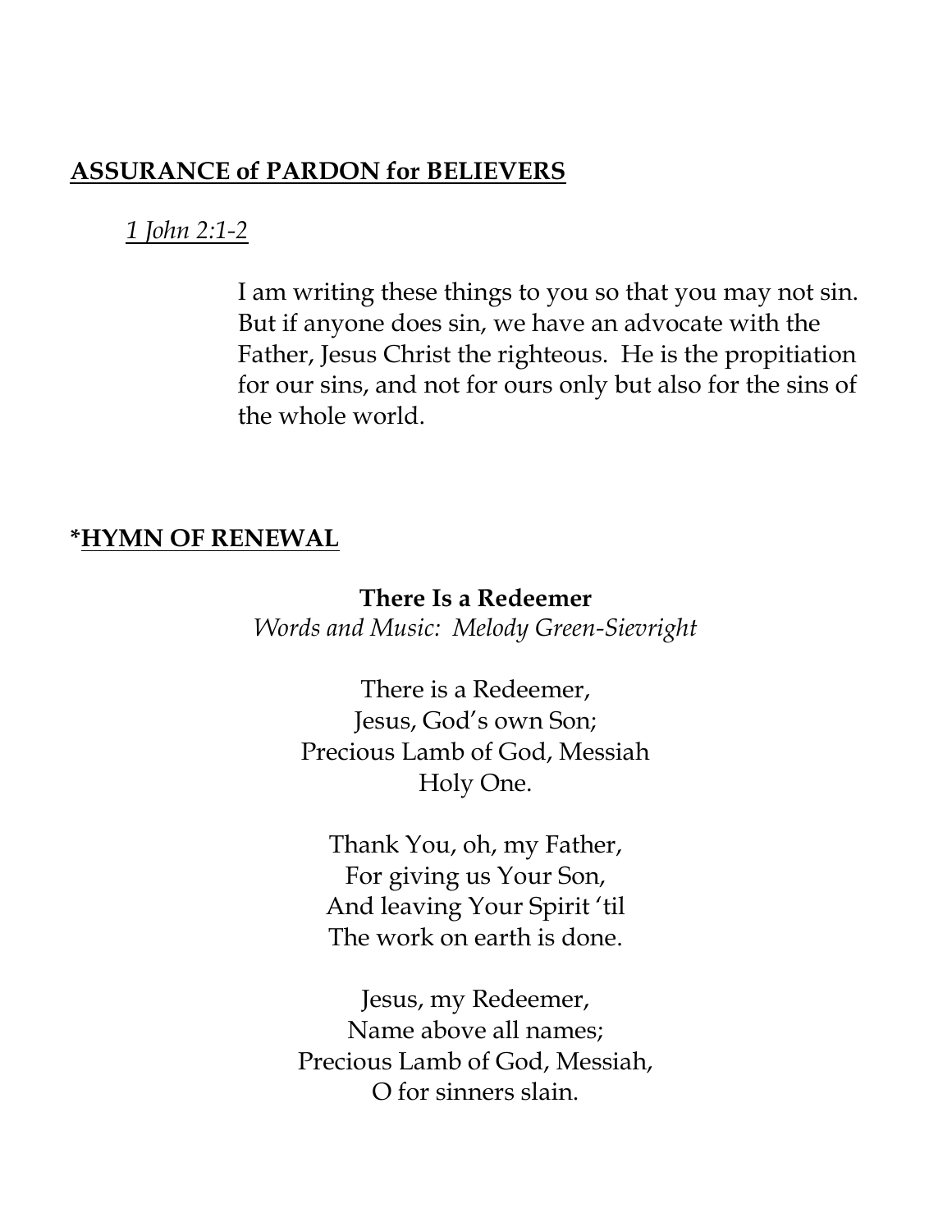## ASSURANCE of PARDON for BELIEVERS

*1 John 2:1-2*

I am writing these things to you so that you may not sin. But if anyone does sin, we have an advocate with the Father, Jesus Christ the righteous. He is the propitiation for our sins, and not for ours only but also for the sins of the whole world.

## *HYMN OF RENEWAL

**There Is a Redeemer**
*Words and Music: Melody Green-Sievright*

There is a Redeemer,
Jesus, God's own Son;
Precious Lamb of God, Messiah
Holy One.

Thank You, oh, my Father,
For giving us Your Son,
And leaving Your Spirit 'til
The work on earth is done.

Jesus, my Redeemer,
Name above all names;
Precious Lamb of God, Messiah,
O for sinners slain.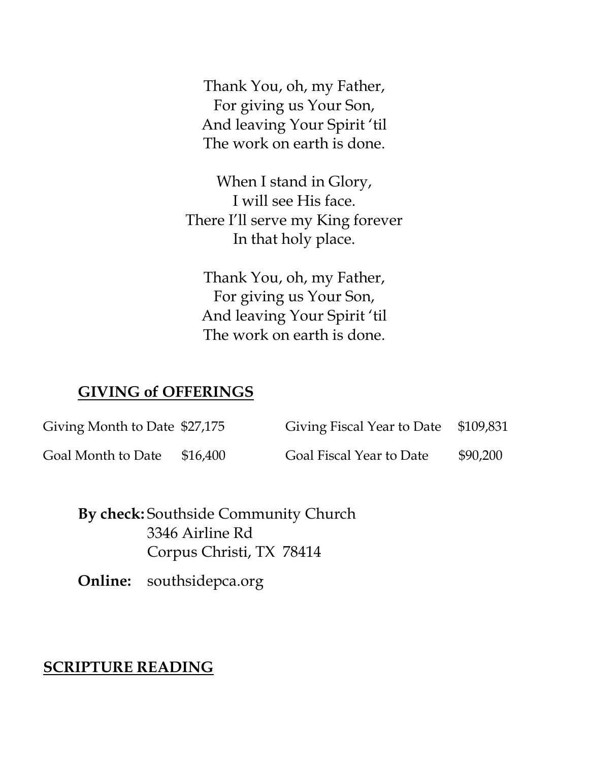Thank You, oh, my Father,
For giving us Your Son,
And leaving Your Spirit 'til
The work on earth is done.

When I stand in Glory,
I will see His face.
There I'll serve my King forever
In that holy place.

Thank You, oh, my Father,
For giving us Your Son,
And leaving Your Spirit 'til
The work on earth is done.

## GIVING of OFFERINGS

| | | | |
|---|---|---|---|
| Giving Month to Date | $27,175 | Giving Fiscal Year to Date | $109,831 |
| Goal Month to Date | $16,400 | Goal Fiscal Year to Date | $90,200 |

**By check:** Southside Community Church
3346 Airline Rd
Corpus Christi, TX 78414

**Online:** southsidepca.org

## SCRIPTURE READING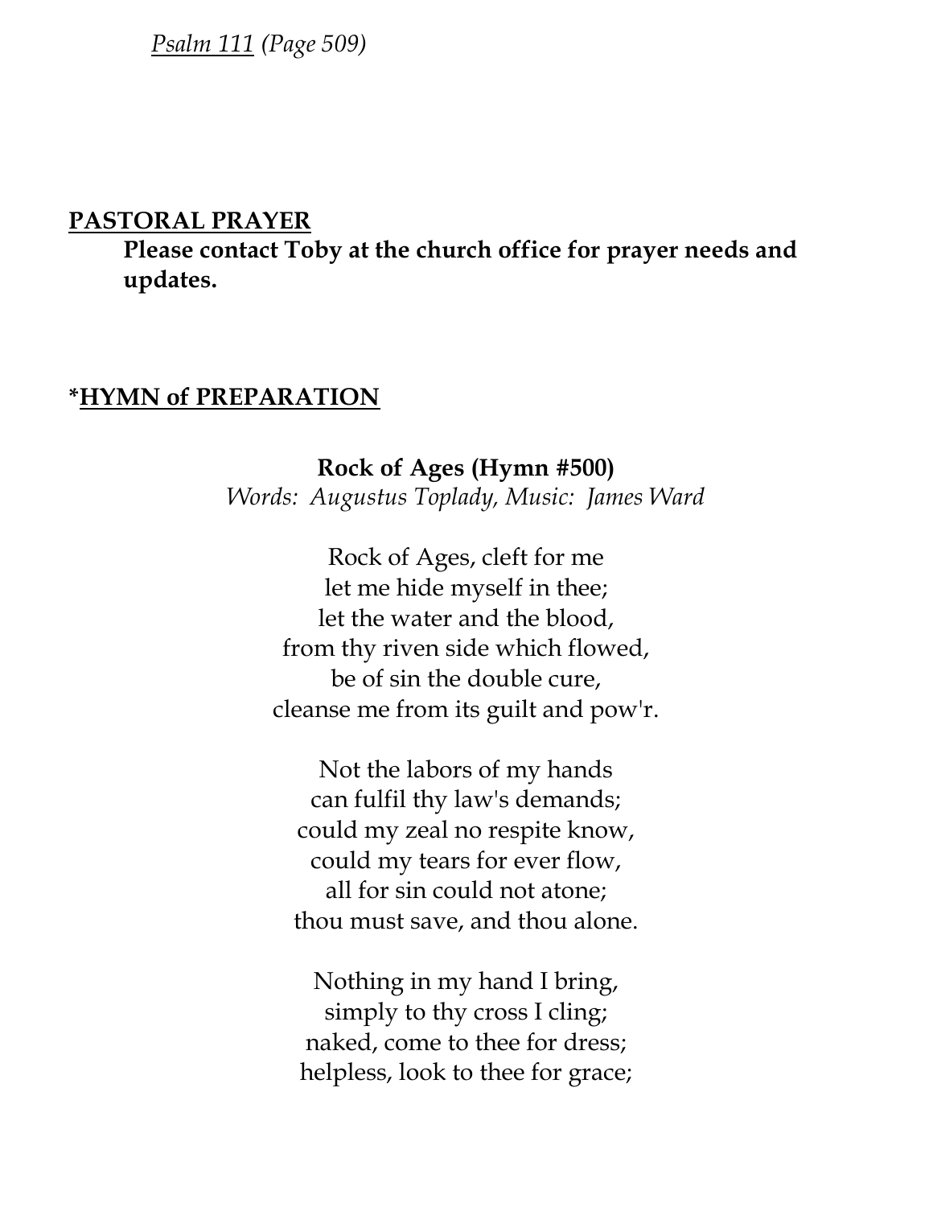*Psalm 111 (Page 509)*

## PASTORAL PRAYER

**Please contact Toby at the church office for prayer needs and updates.**

## *HYMN of PREPARATION

**Rock of Ages (Hymn #500)**
*Words: Augustus Toplady, Music: James Ward*

Rock of Ages, cleft for me
let me hide myself in thee;
let the water and the blood,
from thy riven side which flowed,
be of sin the double cure,
cleanse me from its guilt and pow'r.

Not the labors of my hands
can fulfil thy law's demands;
could my zeal no respite know,
could my tears for ever flow,
all for sin could not atone;
thou must save, and thou alone.

Nothing in my hand I bring,
simply to thy cross I cling;
naked, come to thee for dress;
helpless, look to thee for grace;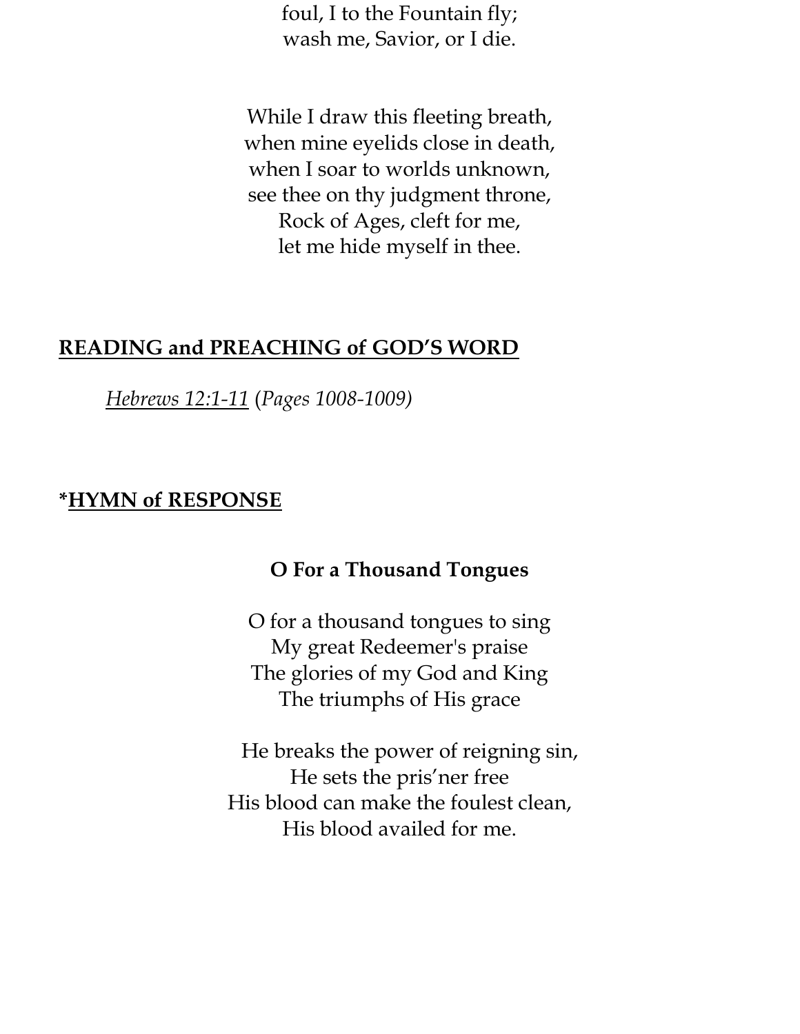foul, I to the Fountain fly;
wash me, Savior, or I die.

While I draw this fleeting breath,
when mine eyelids close in death,
when I soar to worlds unknown,
see thee on thy judgment throne,
Rock of Ages, cleft for me,
let me hide myself in thee.

## READING and PREACHING of GOD'S WORD

*Hebrews 12:1-11* (*Pages 1008-1009)*

## *HYMN of RESPONSE

### O For a Thousand Tongues

O for a thousand tongues to sing
My great Redeemer's praise
The glories of my God and King
The triumphs of His grace

He breaks the power of reigning sin,
He sets the pris'ner free
His blood can make the foulest clean,
His blood availed for me.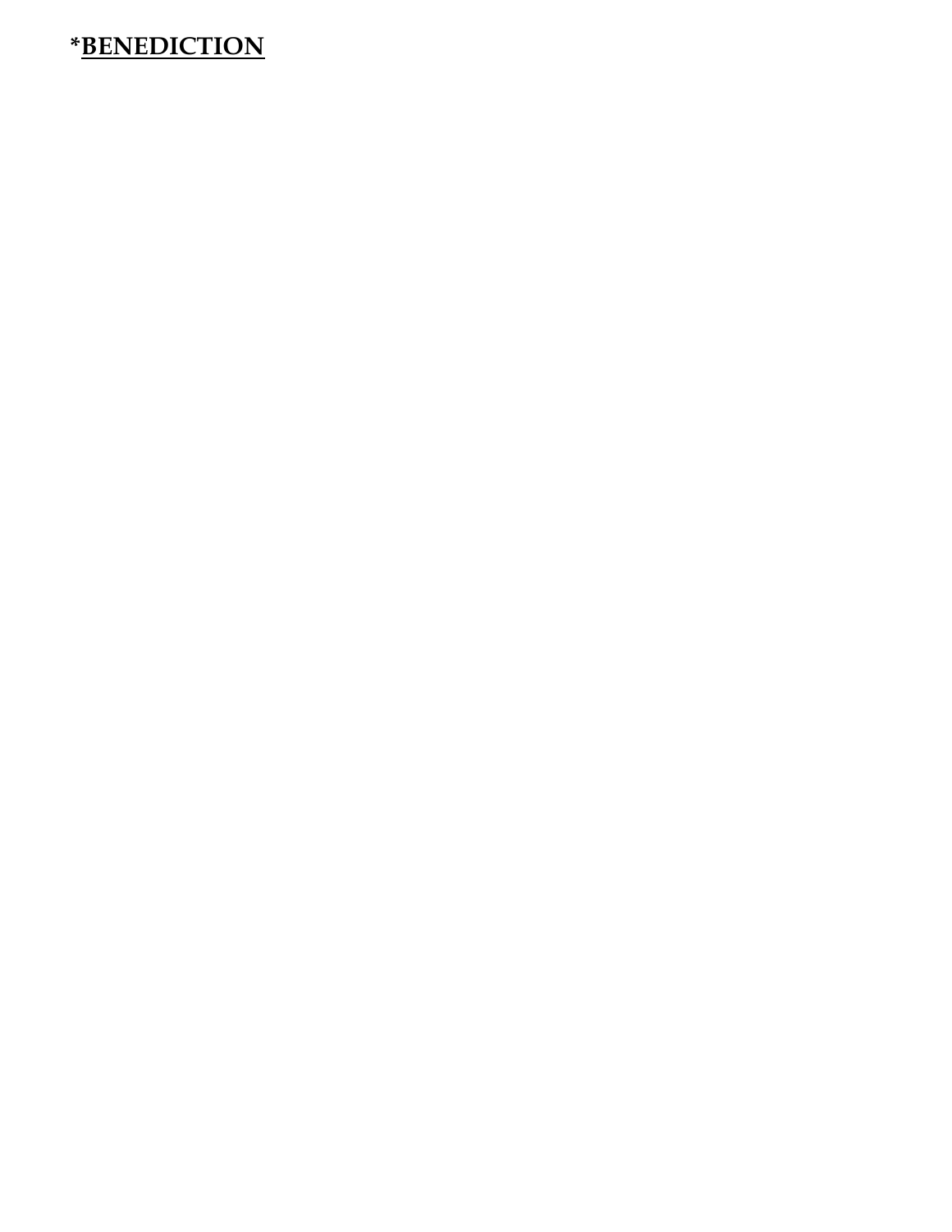**\*<u>BENEDICTION</u>**

***BENEDICTION**